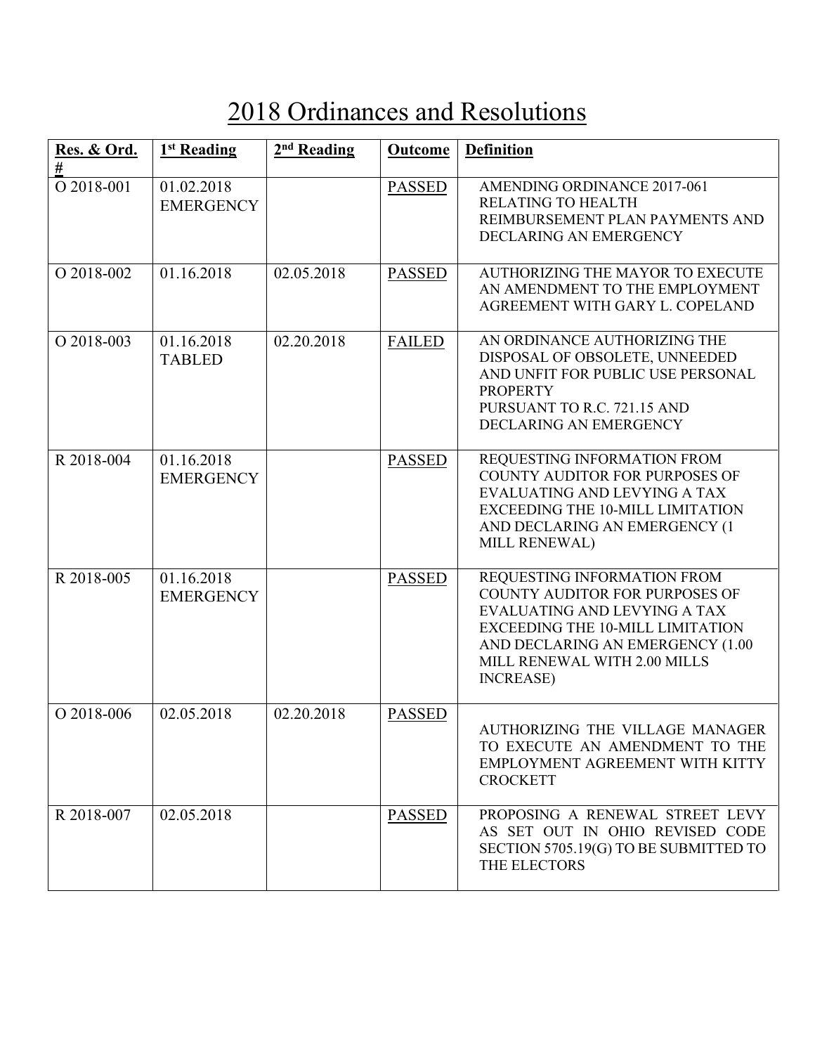# 2018 Ordinances and Resolutions

| Res. & Ord. # | 1st Reading | 2nd Reading | Outcome | Definition |
|---|---|---|---|---|
| O 2018-001 | 01.02.2018 EMERGENCY | | PASSED | AMENDING ORDINANCE 2017-061 RELATING TO HEALTH REIMBURSEMENT PLAN PAYMENTS AND DECLARING AN EMERGENCY |
| O 2018-002 | 01.16.2018 | 02.05.2018 | PASSED | AUTHORIZING THE MAYOR TO EXECUTE AN AMENDMENT TO THE EMPLOYMENT AGREEMENT WITH GARY L. COPELAND |
| O 2018-003 | 01.16.2018 TABLED | 02.20.2018 | FAILED | AN ORDINANCE AUTHORIZING THE DISPOSAL OF OBSOLETE, UNNEEDED AND UNFIT FOR PUBLIC USE PERSONAL PROPERTY PURSUANT TO R.C. 721.15 AND DECLARING AN EMERGENCY |
| R 2018-004 | 01.16.2018 EMERGENCY | | PASSED | REQUESTING INFORMATION FROM COUNTY AUDITOR FOR PURPOSES OF EVALUATING AND LEVYING A TAX EXCEEDING THE 10-MILL LIMITATION AND DECLARING AN EMERGENCY (1 MILL RENEWAL) |
| R 2018-005 | 01.16.2018 EMERGENCY | | PASSED | REQUESTING INFORMATION FROM COUNTY AUDITOR FOR PURPOSES OF EVALUATING AND LEVYING A TAX EXCEEDING THE 10-MILL LIMITATION AND DECLARING AN EMERGENCY (1.00 MILL RENEWAL WITH 2.00 MILLS INCREASE) |
| O 2018-006 | 02.05.2018 | 02.20.2018 | PASSED | AUTHORIZING THE VILLAGE MANAGER TO EXECUTE AN AMENDMENT TO THE EMPLOYMENT AGREEMENT WITH KITTY CROCKETT |
| R 2018-007 | 02.05.2018 | | PASSED | PROPOSING A RENEWAL STREET LEVY AS SET OUT IN OHIO REVISED CODE SECTION 5705.19(G) TO BE SUBMITTED TO THE ELECTORS |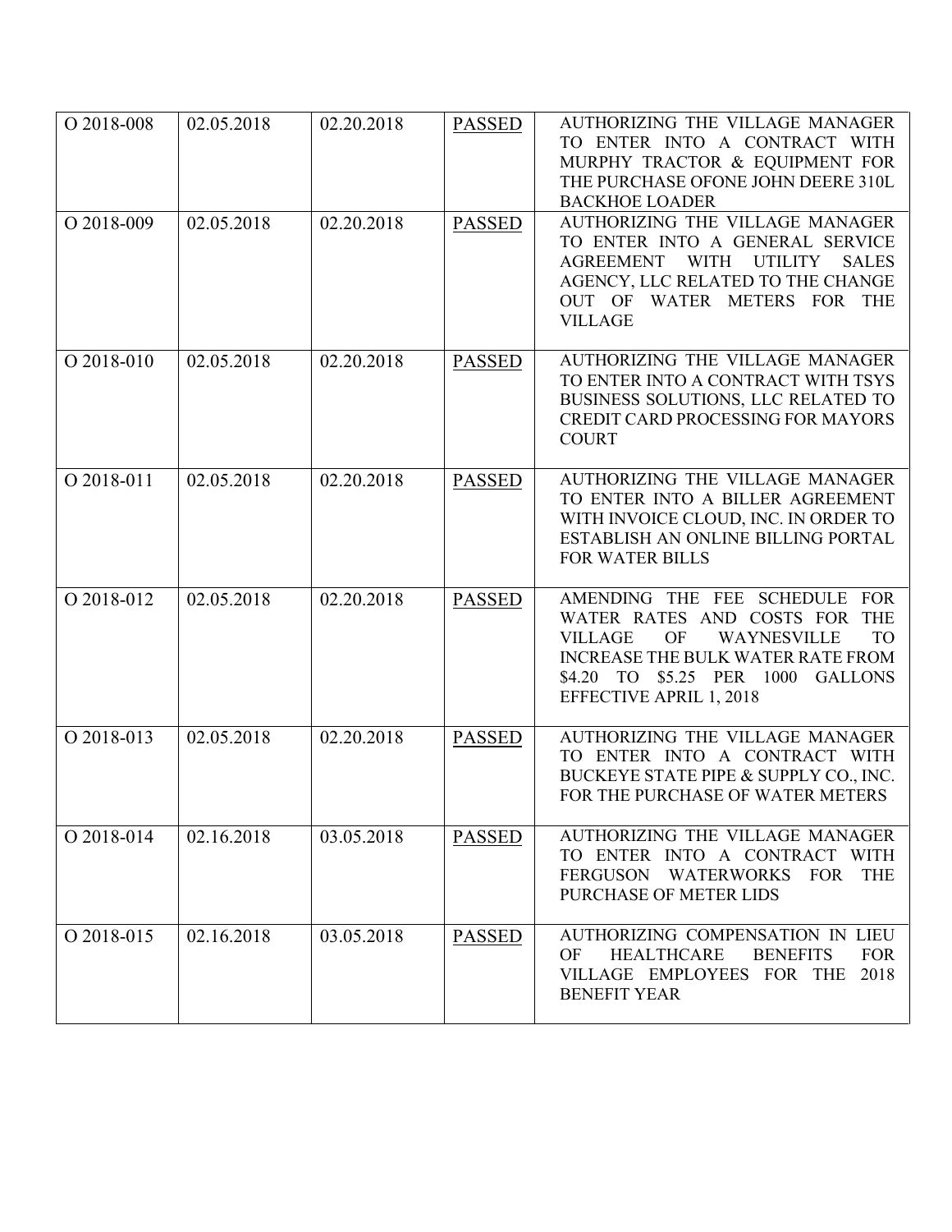| | | | | |
|---|---|---|---|---|
| O 2018-008 | 02.05.2018 | 02.20.2018 | PASSED | AUTHORIZING THE VILLAGE MANAGER TO ENTER INTO A CONTRACT WITH MURPHY TRACTOR & EQUIPMENT FOR THE PURCHASE OFONE JOHN DEERE 310L BACKHOE LOADER |
| O 2018-009 | 02.05.2018 | 02.20.2018 | PASSED | AUTHORIZING THE VILLAGE MANAGER TO ENTER INTO A GENERAL SERVICE AGREEMENT WITH UTILITY SALES AGENCY, LLC RELATED TO THE CHANGE OUT OF WATER METERS FOR THE VILLAGE |
| O 2018-010 | 02.05.2018 | 02.20.2018 | PASSED | AUTHORIZING THE VILLAGE MANAGER TO ENTER INTO A CONTRACT WITH TSYS BUSINESS SOLUTIONS, LLC RELATED TO CREDIT CARD PROCESSING FOR MAYORS COURT |
| O 2018-011 | 02.05.2018 | 02.20.2018 | PASSED | AUTHORIZING THE VILLAGE MANAGER TO ENTER INTO A BILLER AGREEMENT WITH INVOICE CLOUD, INC. IN ORDER TO ESTABLISH AN ONLINE BILLING PORTAL FOR WATER BILLS |
| O 2018-012 | 02.05.2018 | 02.20.2018 | PASSED | AMENDING THE FEE SCHEDULE FOR WATER RATES AND COSTS FOR THE VILLAGE OF WAYNESVILLE TO INCREASE THE BULK WATER RATE FROM \$4.20 TO \$5.25 PER 1000 GALLONS EFFECTIVE APRIL 1, 2018 |
| O 2018-013 | 02.05.2018 | 02.20.2018 | PASSED | AUTHORIZING THE VILLAGE MANAGER TO ENTER INTO A CONTRACT WITH BUCKEYE STATE PIPE & SUPPLY CO., INC. FOR THE PURCHASE OF WATER METERS |
| O 2018-014 | 02.16.2018 | 03.05.2018 | PASSED | AUTHORIZING THE VILLAGE MANAGER TO ENTER INTO A CONTRACT WITH FERGUSON WATERWORKS FOR THE PURCHASE OF METER LIDS |
| O 2018-015 | 02.16.2018 | 03.05.2018 | PASSED | AUTHORIZING COMPENSATION IN LIEU OF HEALTHCARE BENEFITS FOR VILLAGE EMPLOYEES FOR THE 2018 BENEFIT YEAR |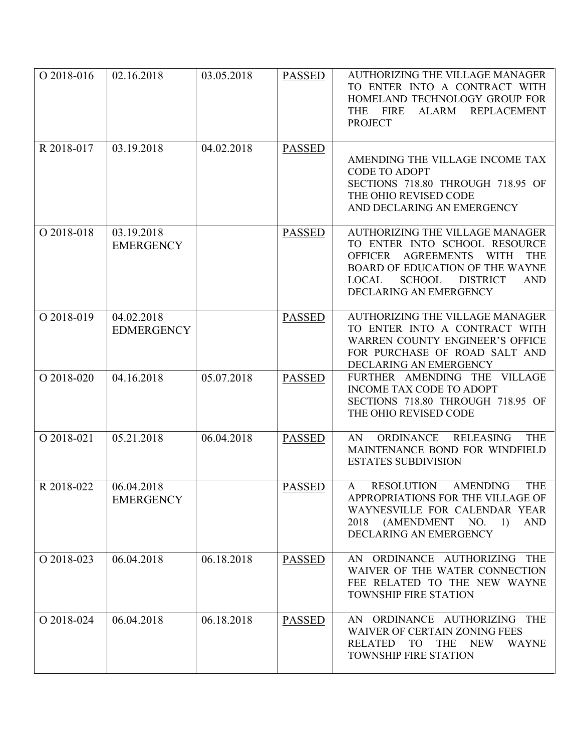| O 2018-016 | 02.16.2018 | 03.05.2018 | PASSED | AUTHORIZING THE VILLAGE MANAGER TO ENTER INTO A CONTRACT WITH HOMELAND TECHNOLOGY GROUP FOR THE FIRE ALARM REPLACEMENT PROJECT |
|---|---|---|---|---|
| R 2018-017 | 03.19.2018 | 04.02.2018 | PASSED | AMENDING THE VILLAGE INCOME TAX CODE TO ADOPT SECTIONS 718.80 THROUGH 718.95 OF THE OHIO REVISED CODE AND DECLARING AN EMERGENCY |
| O 2018-018 | 03.19.2018 EMERGENCY | | PASSED | AUTHORIZING THE VILLAGE MANAGER TO ENTER INTO SCHOOL RESOURCE OFFICER AGREEMENTS WITH THE BOARD OF EDUCATION OF THE WAYNE LOCAL SCHOOL DISTRICT AND DECLARING AN EMERGENCY |
| O 2018-019 | 04.02.2018 EDMERGENCY | | PASSED | AUTHORIZING THE VILLAGE MANAGER TO ENTER INTO A CONTRACT WITH WARREN COUNTY ENGINEER'S OFFICE FOR PURCHASE OF ROAD SALT AND DECLARING AN EMERGENCY |
| O 2018-020 | 04.16.2018 | 05.07.2018 | PASSED | FURTHER AMENDING THE VILLAGE INCOME TAX CODE TO ADOPT SECTIONS 718.80 THROUGH 718.95 OF THE OHIO REVISED CODE |
| O 2018-021 | 05.21.2018 | 06.04.2018 | PASSED | AN ORDINANCE RELEASING THE MAINTENANCE BOND FOR WINDFIELD ESTATES SUBDIVISION |
| R 2018-022 | 06.04.2018 EMERGENCY | | PASSED | A RESOLUTION AMENDING THE APPROPRIATIONS FOR THE VILLAGE OF WAYNESVILLE FOR CALENDAR YEAR 2018 (AMENDMENT NO. 1) AND DECLARING AN EMERGENCY |
| O 2018-023 | 06.04.2018 | 06.18.2018 | PASSED | AN ORDINANCE AUTHORIZING THE WAIVER OF THE WATER CONNECTION FEE RELATED TO THE NEW WAYNE TOWNSHIP FIRE STATION |
| O 2018-024 | 06.04.2018 | 06.18.2018 | PASSED | AN ORDINANCE AUTHORIZING THE WAIVER OF CERTAIN ZONING FEES RELATED TO THE NEW WAYNE TOWNSHIP FIRE STATION |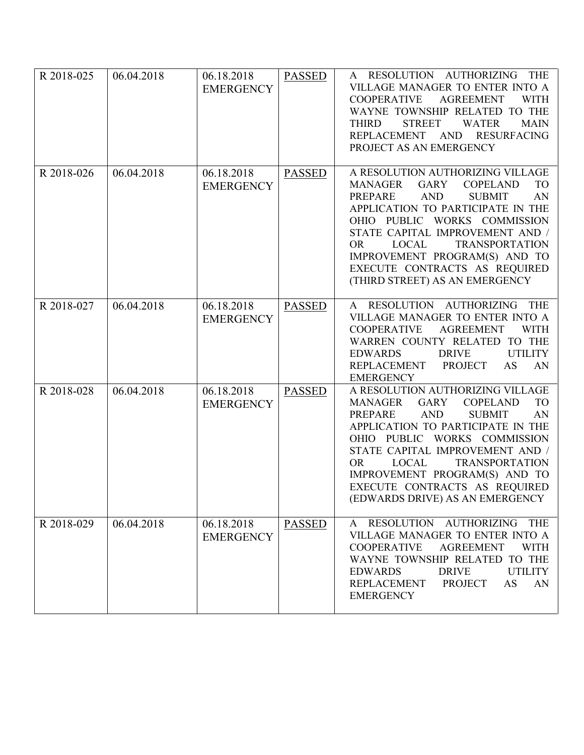| | | | | |
|---|---|---|---|---|
| R 2018-025 | 06.04.2018 | 06.18.2018 EMERGENCY | PASSED | A RESOLUTION AUTHORIZING THE VILLAGE MANAGER TO ENTER INTO A COOPERATIVE AGREEMENT WITH WAYNE TOWNSHIP RELATED TO THE THIRD STREET WATER MAIN REPLACEMENT AND RESURFACING PROJECT AS AN EMERGENCY |
| R 2018-026 | 06.04.2018 | 06.18.2018 EMERGENCY | PASSED | A RESOLUTION AUTHORIZING VILLAGE MANAGER GARY COPELAND TO PREPARE AND SUBMIT AN APPLICATION TO PARTICIPATE IN THE OHIO PUBLIC WORKS COMMISSION STATE CAPITAL IMPROVEMENT AND / OR LOCAL TRANSPORTATION IMPROVEMENT PROGRAM(S) AND TO EXECUTE CONTRACTS AS REQUIRED (THIRD STREET) AS AN EMERGENCY |
| R 2018-027 | 06.04.2018 | 06.18.2018 EMERGENCY | PASSED | A RESOLUTION AUTHORIZING THE VILLAGE MANAGER TO ENTER INTO A COOPERATIVE AGREEMENT WITH WARREN COUNTY RELATED TO THE EDWARDS DRIVE UTILITY REPLACEMENT PROJECT AS AN EMERGENCY |
| R 2018-028 | 06.04.2018 | 06.18.2018 EMERGENCY | PASSED | A RESOLUTION AUTHORIZING VILLAGE MANAGER GARY COPELAND TO PREPARE AND SUBMIT AN APPLICATION TO PARTICIPATE IN THE OHIO PUBLIC WORKS COMMISSION STATE CAPITAL IMPROVEMENT AND / OR LOCAL TRANSPORTATION IMPROVEMENT PROGRAM(S) AND TO EXECUTE CONTRACTS AS REQUIRED (EDWARDS DRIVE) AS AN EMERGENCY |
| R 2018-029 | 06.04.2018 | 06.18.2018 EMERGENCY | PASSED | A RESOLUTION AUTHORIZING THE VILLAGE MANAGER TO ENTER INTO A COOPERATIVE AGREEMENT WITH WAYNE TOWNSHIP RELATED TO THE EDWARDS DRIVE UTILITY REPLACEMENT PROJECT AS AN EMERGENCY |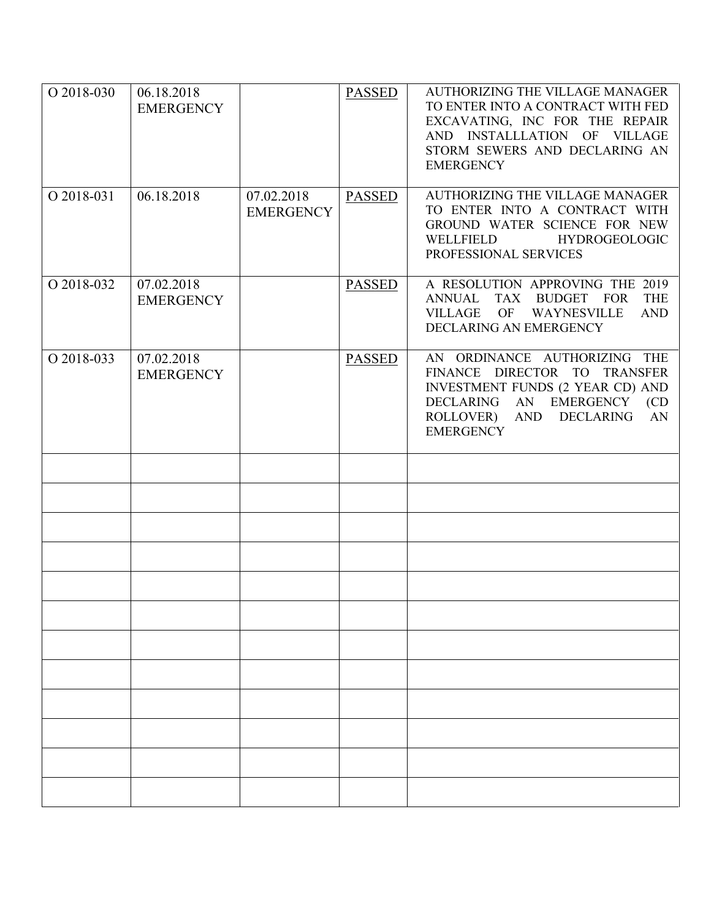| | | | | |
|---|---|---|---|---|
| O 2018-030 | 06.18.2018 EMERGENCY | | PASSED | AUTHORIZING THE VILLAGE MANAGER TO ENTER INTO A CONTRACT WITH FED EXCAVATING, INC FOR THE REPAIR AND INSTALLLATION OF VILLAGE STORM SEWERS AND DECLARING AN EMERGENCY |
| O 2018-031 | 06.18.2018 | 07.02.2018 EMERGENCY | PASSED | AUTHORIZING THE VILLAGE MANAGER TO ENTER INTO A CONTRACT WITH GROUND WATER SCIENCE FOR NEW WELLFIELD HYDROGEOLOGIC PROFESSIONAL SERVICES |
| O 2018-032 | 07.02.2018 EMERGENCY | | PASSED | A RESOLUTION APPROVING THE 2019 ANNUAL TAX BUDGET FOR THE VILLAGE OF WAYNESVILLE AND DECLARING AN EMERGENCY |
| O 2018-033 | 07.02.2018 EMERGENCY | | PASSED | AN ORDINANCE AUTHORIZING THE FINANCE DIRECTOR TO TRANSFER INVESTMENT FUNDS (2 YEAR CD) AND DECLARING AN EMERGENCY (CD ROLLOVER) AND DECLARING AN EMERGENCY |
| | | | | |
| | | | | |
| | | | | |
| | | | | |
| | | | | |
| | | | | |
| | | | | |
| | | | | |
| | | | | |
| | | | | |
| | | | | |
| | | | | |